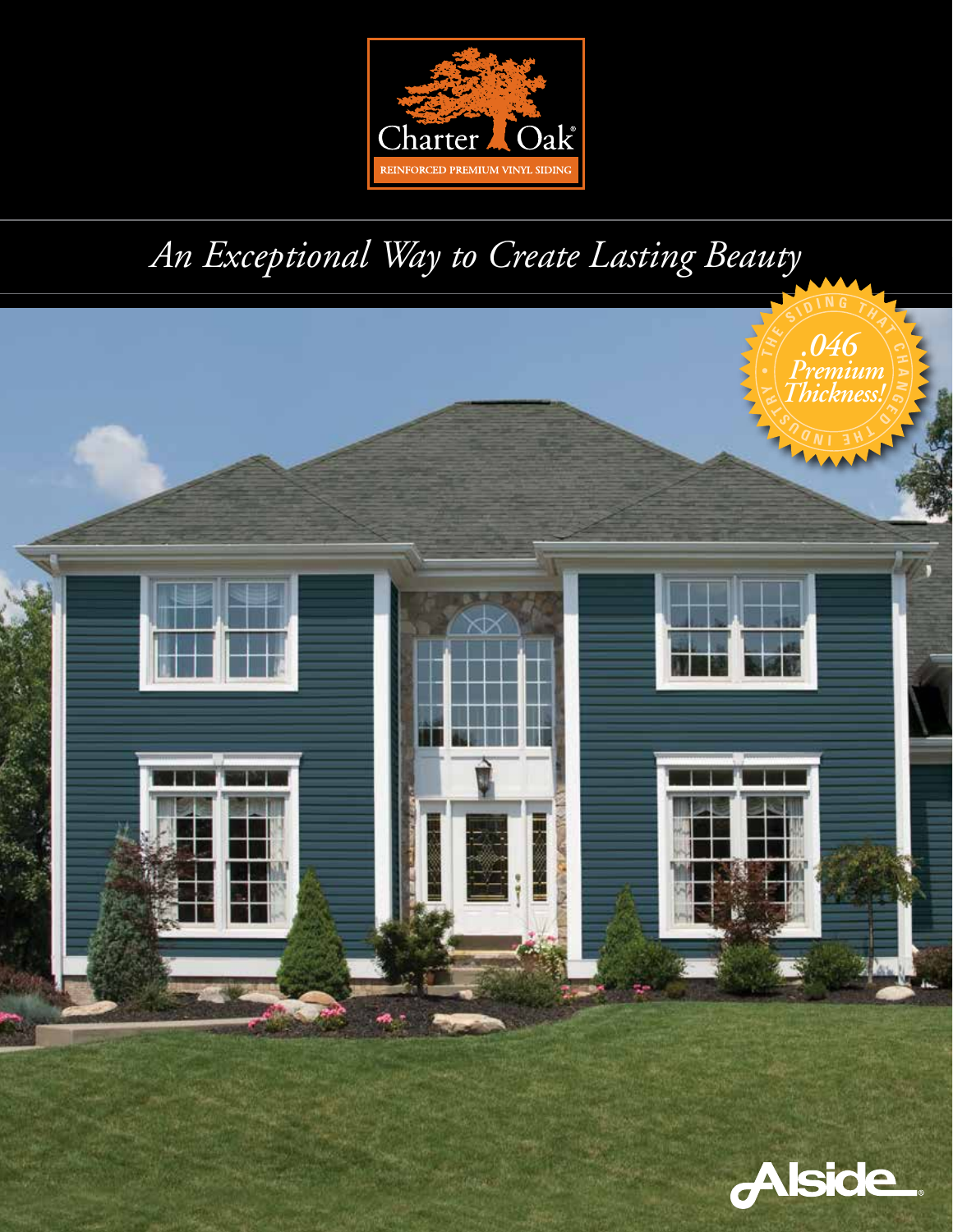Charter Oak®

REINFORCED PREMIUM VINYL SIDING

# *An Exceptional Way to Create Lasting Beauty*

THE SIDING THAT CHANGED THE INDUSTRY • *.046 Premium Thickness!*

Alside®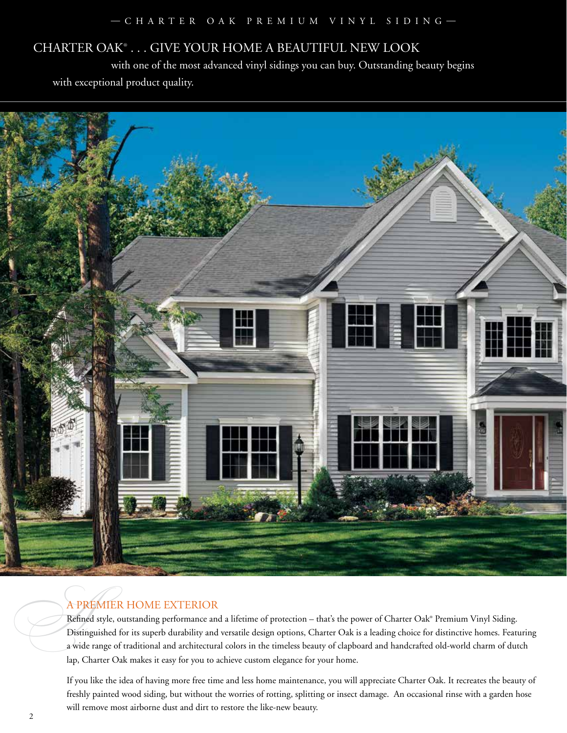— CHARTER OAK PREMIUM VINYL SIDING —

# CHARTER OAK® . . . GIVE YOUR HOME A BEAUTIFUL NEW LOOK

with one of the most advanced vinyl sidings you can buy. Outstanding beauty begins with exceptional product quality.

## A PREMIER HOME EXTERIOR

Refined style, outstanding performance and a lifetime of protection – that's the power of Charter Oak® Premium Vinyl Siding. Distinguished for its superb durability and versatile design options, Charter Oak is a leading choice for distinctive homes. Featuring a wide range of traditional and architectural colors in the timeless beauty of clapboard and handcrafted old-world charm of dutch lap, Charter Oak makes it easy for you to achieve custom elegance for your home.

If you like the idea of having more free time and less home maintenance, you will appreciate Charter Oak. It recreates the beauty of freshly painted wood siding, but without the worries of rotting, splitting or insect damage. An occasional rinse with a garden hose will remove most airborne dust and dirt to restore the like-new beauty.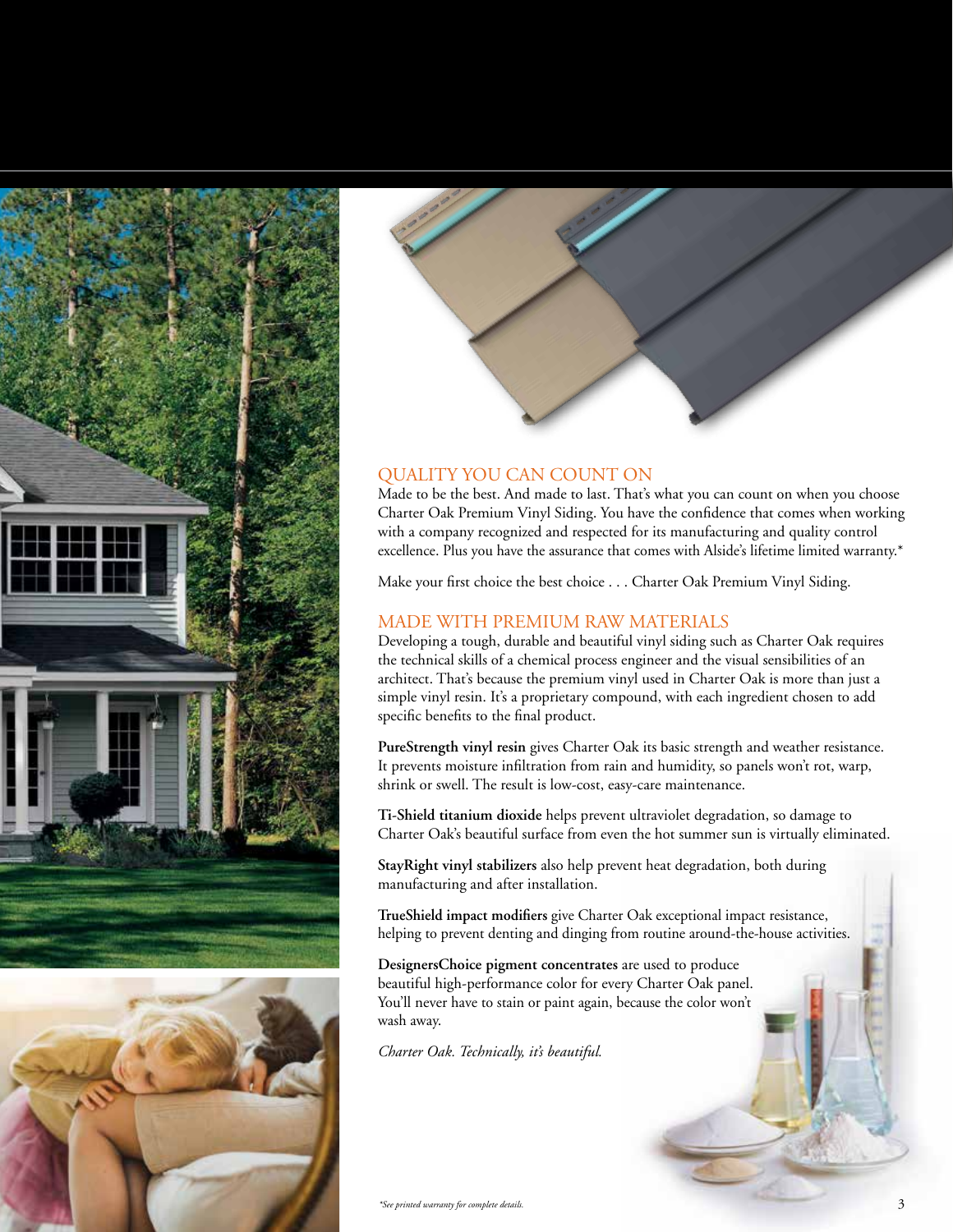## QUALITY YOU CAN COUNT ON

Made to be the best. And made to last. That's what you can count on when you choose Charter Oak Premium Vinyl Siding. You have the confidence that comes when working with a company recognized and respected for its manufacturing and quality control excellence. Plus you have the assurance that comes with Alside's lifetime limited warranty.*

Make your first choice the best choice . . . Charter Oak Premium Vinyl Siding.

## MADE WITH PREMIUM RAW MATERIALS

Developing a tough, durable and beautiful vinyl siding such as Charter Oak requires the technical skills of a chemical process engineer and the visual sensibilities of an architect. That's because the premium vinyl used in Charter Oak is more than just a simple vinyl resin. It's a proprietary compound, with each ingredient chosen to add specific benefits to the final product.

**PureStrength vinyl resin** gives Charter Oak its basic strength and weather resistance. It prevents moisture infiltration from rain and humidity, so panels won't rot, warp, shrink or swell. The result is low-cost, easy-care maintenance.

**Ti-Shield titanium dioxide** helps prevent ultraviolet degradation, so damage to Charter Oak's beautiful surface from even the hot summer sun is virtually eliminated.

**StayRight vinyl stabilizers** also help prevent heat degradation, both during manufacturing and after installation.

**TrueShield impact modifiers** give Charter Oak exceptional impact resistance, helping to prevent denting and dinging from routine around-the-house activities.

**DesignersChoice pigment concentrates** are used to produce beautiful high-performance color for every Charter Oak panel. You'll never have to stain or paint again, because the color won't wash away.

*Charter Oak. Technically, it's beautiful.*

*See printed warranty for complete details.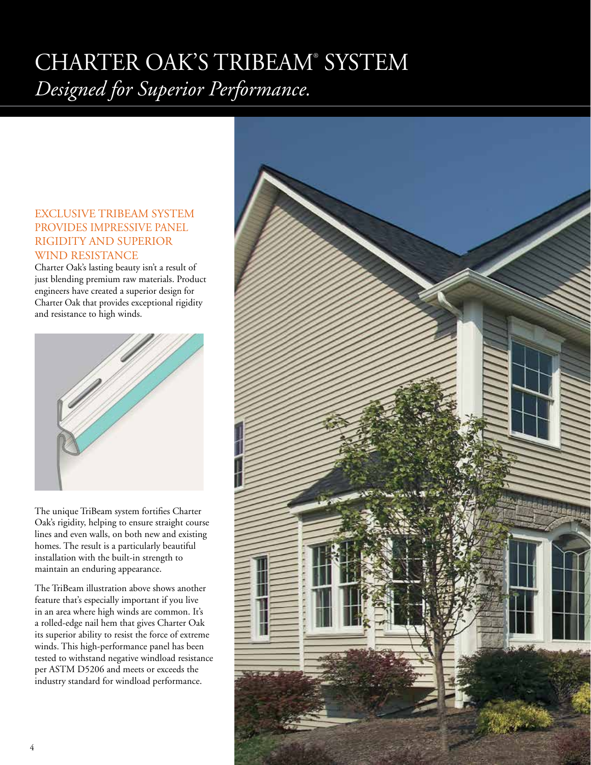# CHARTER OAK'S TRIBEAM® SYSTEM

*Designed for Superior Performance.*

## EXCLUSIVE TRIBEAM SYSTEM PROVIDES IMPRESSIVE PANEL RIGIDITY AND SUPERIOR WIND RESISTANCE

Charter Oak's lasting beauty isn't a result of just blending premium raw materials. Product engineers have created a superior design for Charter Oak that provides exceptional rigidity and resistance to high winds.

The unique TriBeam system fortifies Charter Oak's rigidity, helping to ensure straight course lines and even walls, on both new and existing homes. The result is a particularly beautiful installation with the built-in strength to maintain an enduring appearance.

The TriBeam illustration above shows another feature that's especially important if you live in an area where high winds are common. It's a rolled-edge nail hem that gives Charter Oak its superior ability to resist the force of extreme winds. This high-performance panel has been tested to withstand negative windload resistance per ASTM D5206 and meets or exceeds the industry standard for windload performance.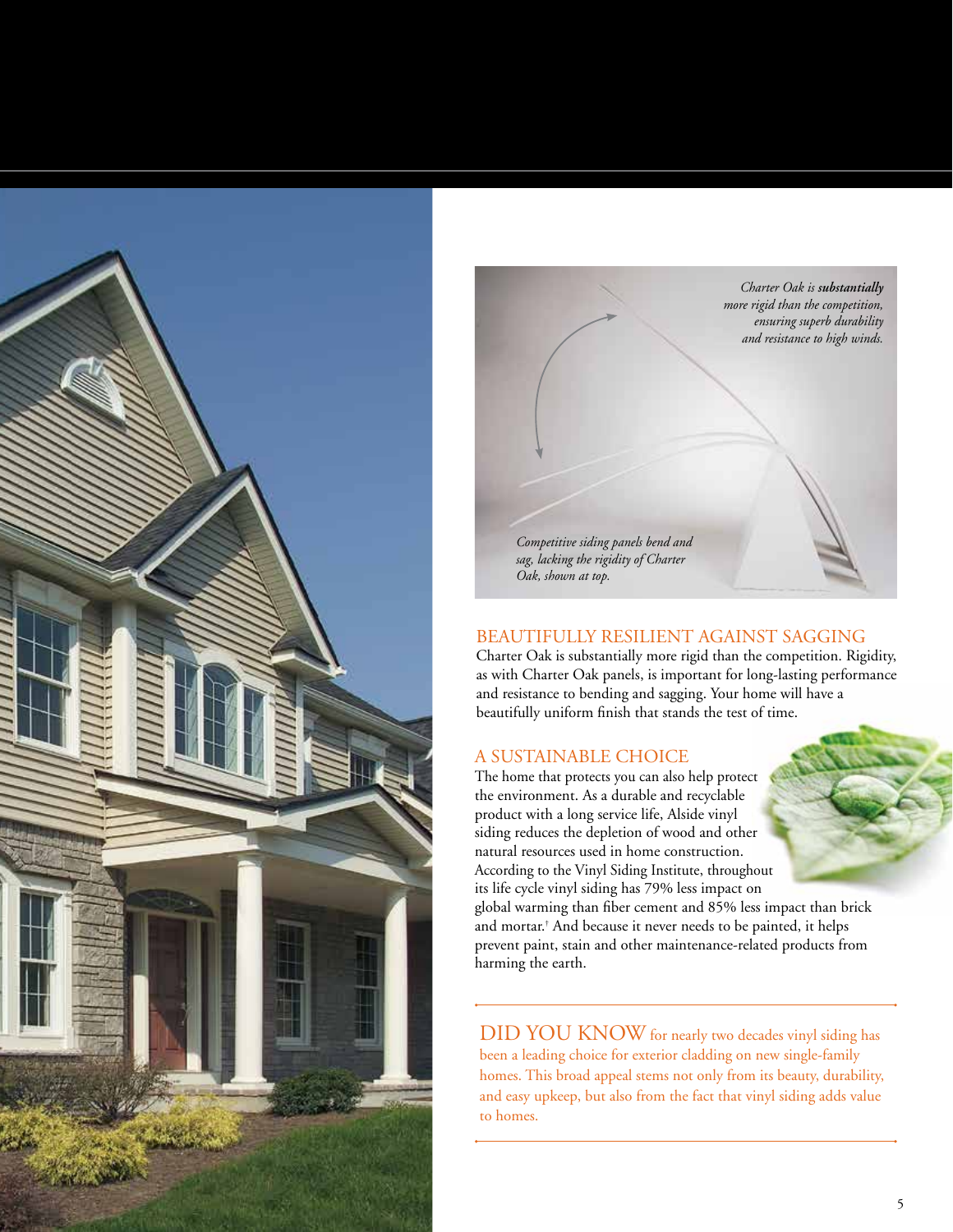*Charter Oak is **substantially** more rigid than the competition, ensuring superb durability and resistance to high winds.*

*Competitive siding panels bend and sag, lacking the rigidity of Charter Oak, shown at top.*

## BEAUTIFULLY RESILIENT AGAINST SAGGING

Charter Oak is substantially more rigid than the competition. Rigidity, as with Charter Oak panels, is important for long-lasting performance and resistance to bending and sagging. Your home will have a beautifully uniform finish that stands the test of time.

## A SUSTAINABLE CHOICE

The home that protects you can also help protect the environment. As a durable and recyclable product with a long service life, Alside vinyl siding reduces the depletion of wood and other natural resources used in home construction. According to the Vinyl Siding Institute, throughout its life cycle vinyl siding has 79% less impact on global warming than fiber cement and 85% less impact than brick and mortar.[†] And because it never needs to be painted, it helps prevent paint, stain and other maintenance-related products from harming the earth.

---

DID YOU KNOW for nearly two decades vinyl siding has been a leading choice for exterior cladding on new single-family homes. This broad appeal stems not only from its beauty, durability, and easy upkeep, but also from the fact that vinyl siding adds value to homes.

---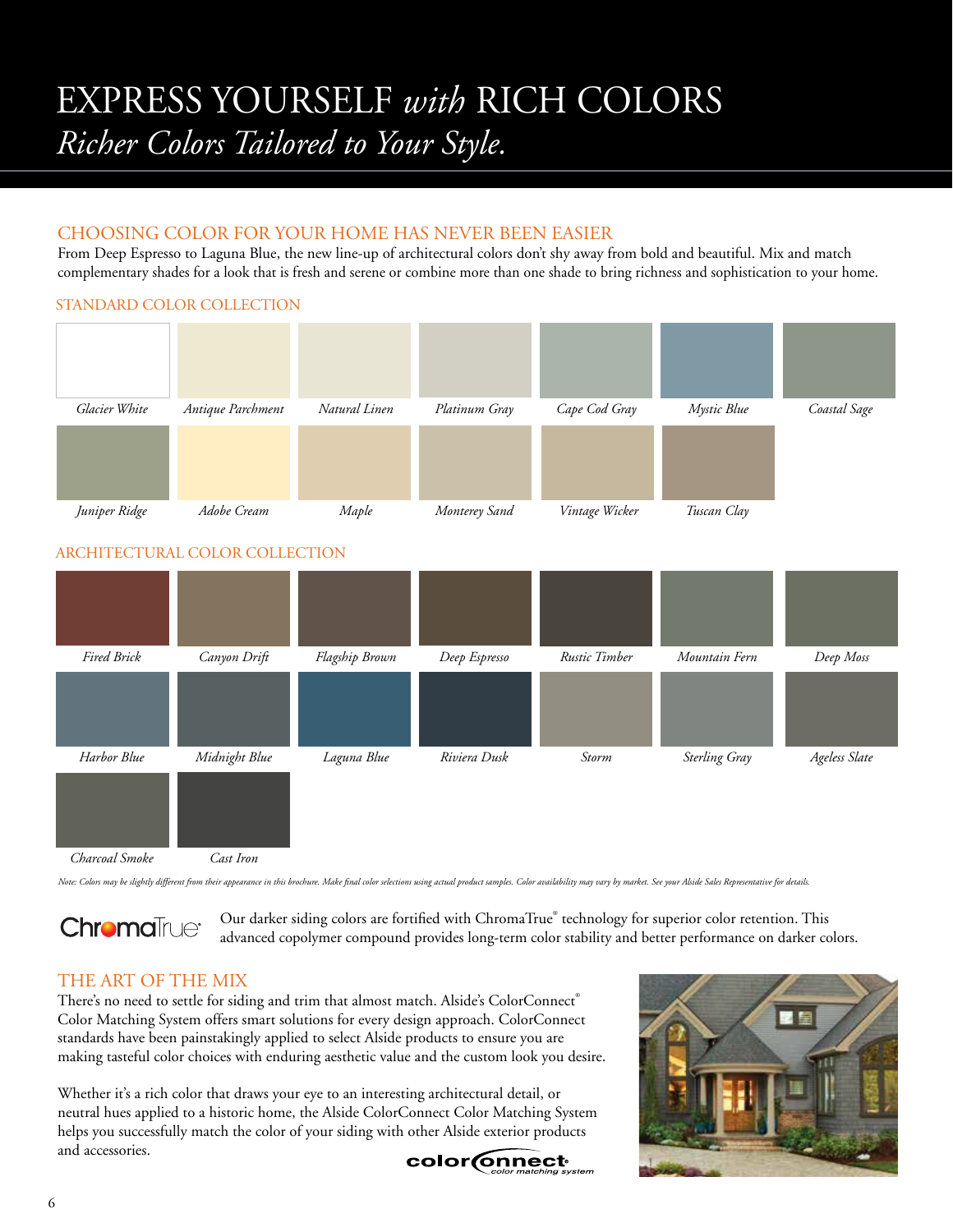# EXPRESS YOURSELF *with* RICH COLORS

*Richer Colors Tailored to Your Style.*

## CHOOSING COLOR FOR YOUR HOME HAS NEVER BEEN EASIER

From Deep Espresso to Laguna Blue, the new line-up of architectural colors don't shy away from bold and beautiful. Mix and match complementary shades for a look that is fresh and serene or combine more than one shade to bring richness and sophistication to your home.

### STANDARD COLOR COLLECTION

*Glacier White* · *Antique Parchment* · *Natural Linen* · *Platinum Gray* · *Cape Cod Gray* · *Mystic Blue* · *Coastal Sage*

*Juniper Ridge* · *Adobe Cream* · *Maple* · *Monterey Sand* · *Vintage Wicker* · *Tuscan Clay*

### ARCHITECTURAL COLOR COLLECTION

*Fired Brick* · *Canyon Drift* · *Flagship Brown* · *Deep Espresso* · *Rustic Timber* · *Mountain Fern* · *Deep Moss*

*Harbor Blue* · *Midnight Blue* · *Laguna Blue* · *Riviera Dusk* · *Storm* · *Sterling Gray* · *Ageless Slate*

*Charcoal Smoke* · *Cast Iron*

*Note: Colors may be slightly different from their appearance in this brochure. Make final color selections using actual product samples. Color availability may vary by market. See your Alside Sales Representative for details.*

ChromaTrue®

Our darker siding colors are fortified with ChromaTrue® technology for superior color retention. This advanced copolymer compound provides long-term color stability and better performance on darker colors.

## THE ART OF THE MIX

There's no need to settle for siding and trim that almost match. Alside's ColorConnect® Color Matching System offers smart solutions for every design approach. ColorConnect standards have been painstakingly applied to select Alside products to ensure you are making tasteful color choices with enduring aesthetic value and the custom look you desire.

Whether it's a rich color that draws your eye to an interesting architectural detail, or neutral hues applied to a historic home, the Alside ColorConnect Color Matching System helps you successfully match the color of your siding with other Alside exterior products and accessories.

colorconnect® color matching system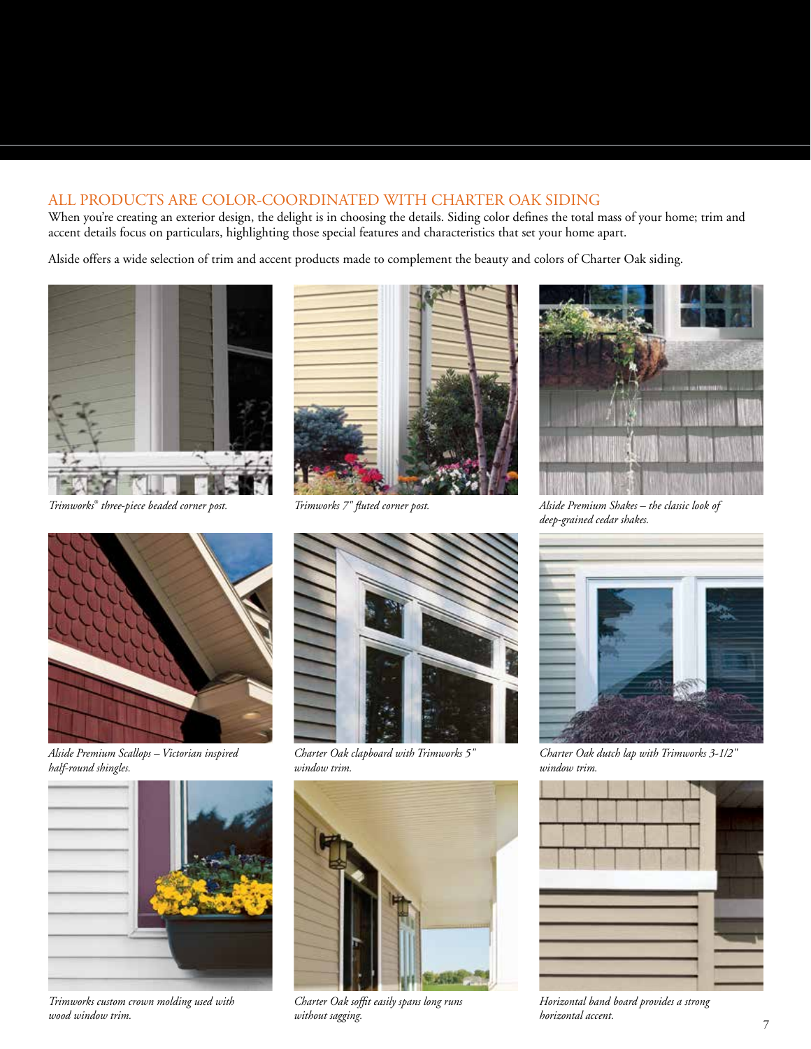## ALL PRODUCTS ARE COLOR-COORDINATED WITH CHARTER OAK SIDING

When you're creating an exterior design, the delight is in choosing the details. Siding color defines the total mass of your home; trim and accent details focus on particulars, highlighting those special features and characteristics that set your home apart.

Alside offers a wide selection of trim and accent products made to complement the beauty and colors of Charter Oak siding.

*Trimworks® three-piece beaded corner post.*

*Trimworks 7" fluted corner post.*

*Alside Premium Shakes – the classic look of deep-grained cedar shakes.*

*Alside Premium Scallops – Victorian inspired half-round shingles.*

*Charter Oak clapboard with Trimworks 5" window trim.*

*Charter Oak dutch lap with Trimworks 3-1/2" window trim.*

*Trimworks custom crown molding used with wood window trim.*

*Charter Oak soffit easily spans long runs without sagging.*

*Horizontal band board provides a strong horizontal accent.*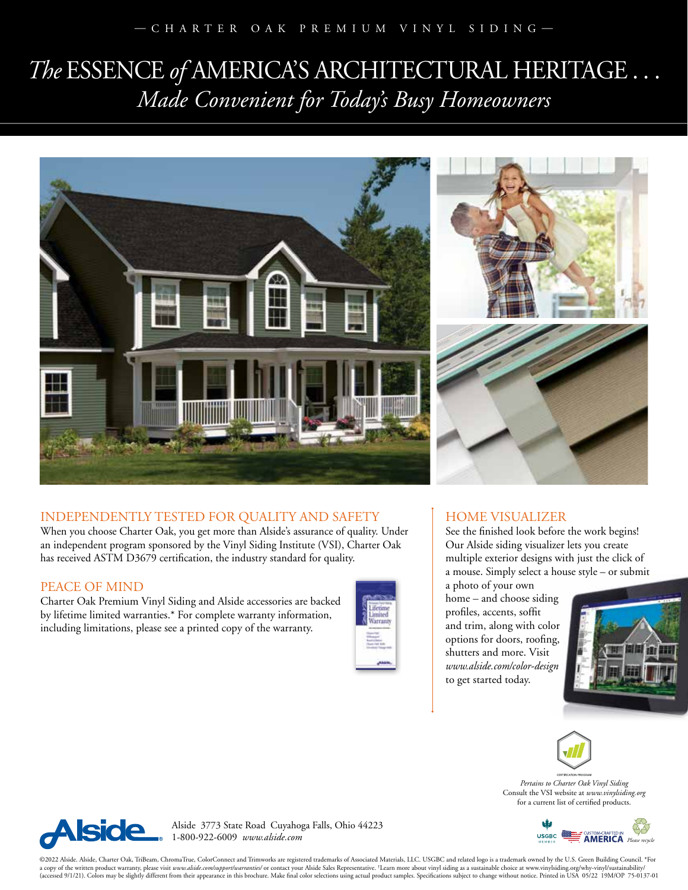—CHARTER OAK PREMIUM VINYL SIDING—

# *The* ESSENCE *of* AMERICA'S ARCHITECTURAL HERITAGE . . .

## *Made Convenient for Today's Busy Homeowners*

### INDEPENDENTLY TESTED FOR QUALITY AND SAFETY

When you choose Charter Oak, you get more than Alside's assurance of quality. Under an independent program sponsored by the Vinyl Siding Institute (VSI), Charter Oak has received ASTM D3679 certification, the industry standard for quality.

### PEACE OF MIND

Charter Oak Premium Vinyl Siding and Alside accessories are backed by lifetime limited warranties.* For complete warranty information, including limitations, please see a printed copy of the warranty.

### HOME VISUALIZER

See the finished look before the work begins! Our Alside siding visualizer lets you create multiple exterior designs with just the click of a mouse. Simply select a house style – or submit a photo of your own home – and choose siding profiles, accents, soffit and trim, along with color options for doors, roofing, shutters and more. Visit *www.alside.com/color-design* to get started today.

CERTIFICATION PROGRAM

*Pertains to Charter Oak Vinyl Siding*
Consult the VSI website at *www.vinylsiding.org* for a current list of certified products.

Alside 3773 State Road Cuyahoga Falls, Ohio 44223
1-800-922-6009 *www.alside.com*

USGBC MEMBER · CUSTOM-CRAFTED IN AMERICA · *Please recycle*

©2022 Alside. Alside, Charter Oak, TriBeam, ChromaTrue, ColorConnect and Trimworks are registered trademarks of Associated Materials, LLC. USGBC and related logo is a trademark owned by the U.S. Green Building Council. *For a copy of the written product warranty, please visit *www.alside.com/support/warranties/* or contact your Alside Sales Representative. †Learn more about vinyl siding as a sustainable choice at www.vinylsiding.org/why-vinyl/sustainability/ (accessed 9/1/21). Colors may be slightly different from their appearance in this brochure. Make final color selections using actual product samples. Specifications subject to change without notice. Printed in USA 05/22 19M/OP 75-0137-01